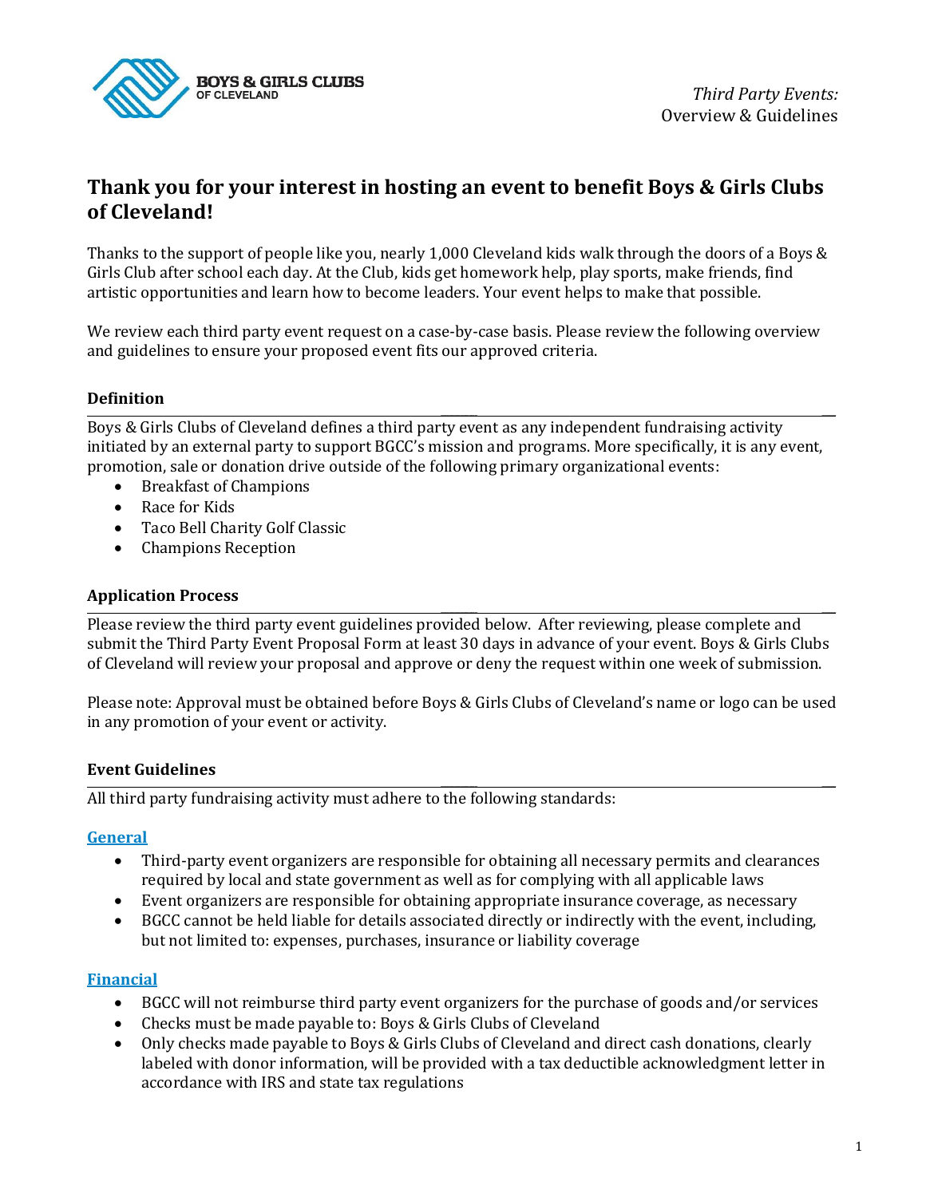BOYS & GIRLS CLUBS OF CLEVELAND

*Third Party Events:*
Overview & Guidelines

# Thank you for your interest in hosting an event to benefit Boys & Girls Clubs of Cleveland!

Thanks to the support of people like you, nearly 1,000 Cleveland kids walk through the doors of a Boys & Girls Club after school each day. At the Club, kids get homework help, play sports, make friends, find artistic opportunities and learn how to become leaders. Your event helps to make that possible.

We review each third party event request on a case-by-case basis. Please review the following overview and guidelines to ensure your proposed event fits our approved criteria.

## Definition

Boys & Girls Clubs of Cleveland defines a third party event as any independent fundraising activity initiated by an external party to support BGCC's mission and programs. More specifically, it is any event, promotion, sale or donation drive outside of the following primary organizational events:

- Breakfast of Champions
- Race for Kids
- Taco Bell Charity Golf Classic
- Champions Reception

## Application Process

Please review the third party event guidelines provided below. After reviewing, please complete and submit the Third Party Event Proposal Form at least 30 days in advance of your event. Boys & Girls Clubs of Cleveland will review your proposal and approve or deny the request within one week of submission.

Please note: Approval must be obtained before Boys & Girls Clubs of Cleveland's name or logo can be used in any promotion of your event or activity.

## Event Guidelines

All third party fundraising activity must adhere to the following standards:

### General

- Third-party event organizers are responsible for obtaining all necessary permits and clearances required by local and state government as well as for complying with all applicable laws
- Event organizers are responsible for obtaining appropriate insurance coverage, as necessary
- BGCC cannot be held liable for details associated directly or indirectly with the event, including, but not limited to: expenses, purchases, insurance or liability coverage

### Financial

- BGCC will not reimburse third party event organizers for the purchase of goods and/or services
- Checks must be made payable to: Boys & Girls Clubs of Cleveland
- Only checks made payable to Boys & Girls Clubs of Cleveland and direct cash donations, clearly labeled with donor information, will be provided with a tax deductible acknowledgment letter in accordance with IRS and state tax regulations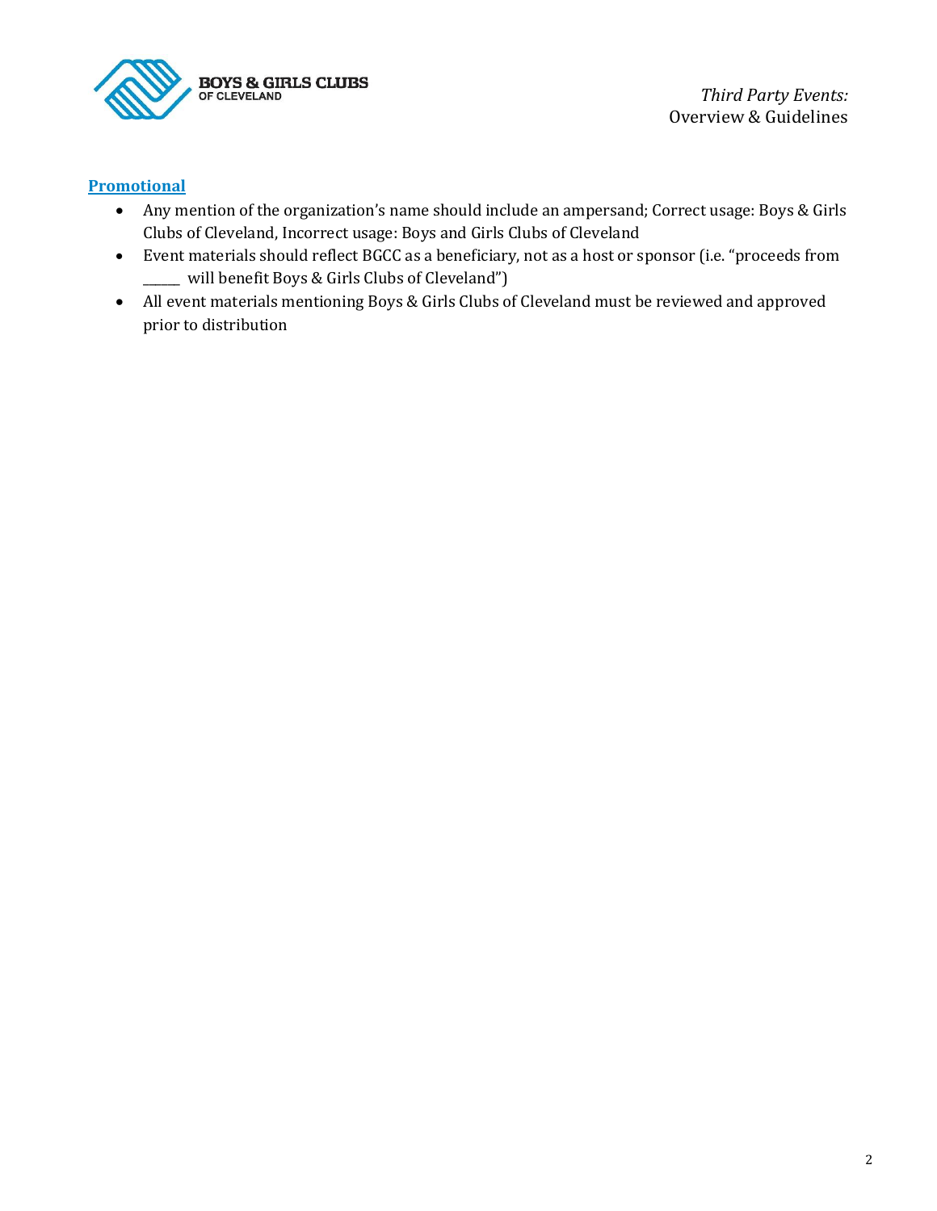## Promotional

- Any mention of the organization's name should include an ampersand; Correct usage: Boys & Girls Clubs of Cleveland, Incorrect usage: Boys and Girls Clubs of Cleveland
- Event materials should reflect BGCC as a beneficiary, not as a host or sponsor (i.e. "proceeds from ______ will benefit Boys & Girls Clubs of Cleveland")
- All event materials mentioning Boys & Girls Clubs of Cleveland must be reviewed and approved prior to distribution